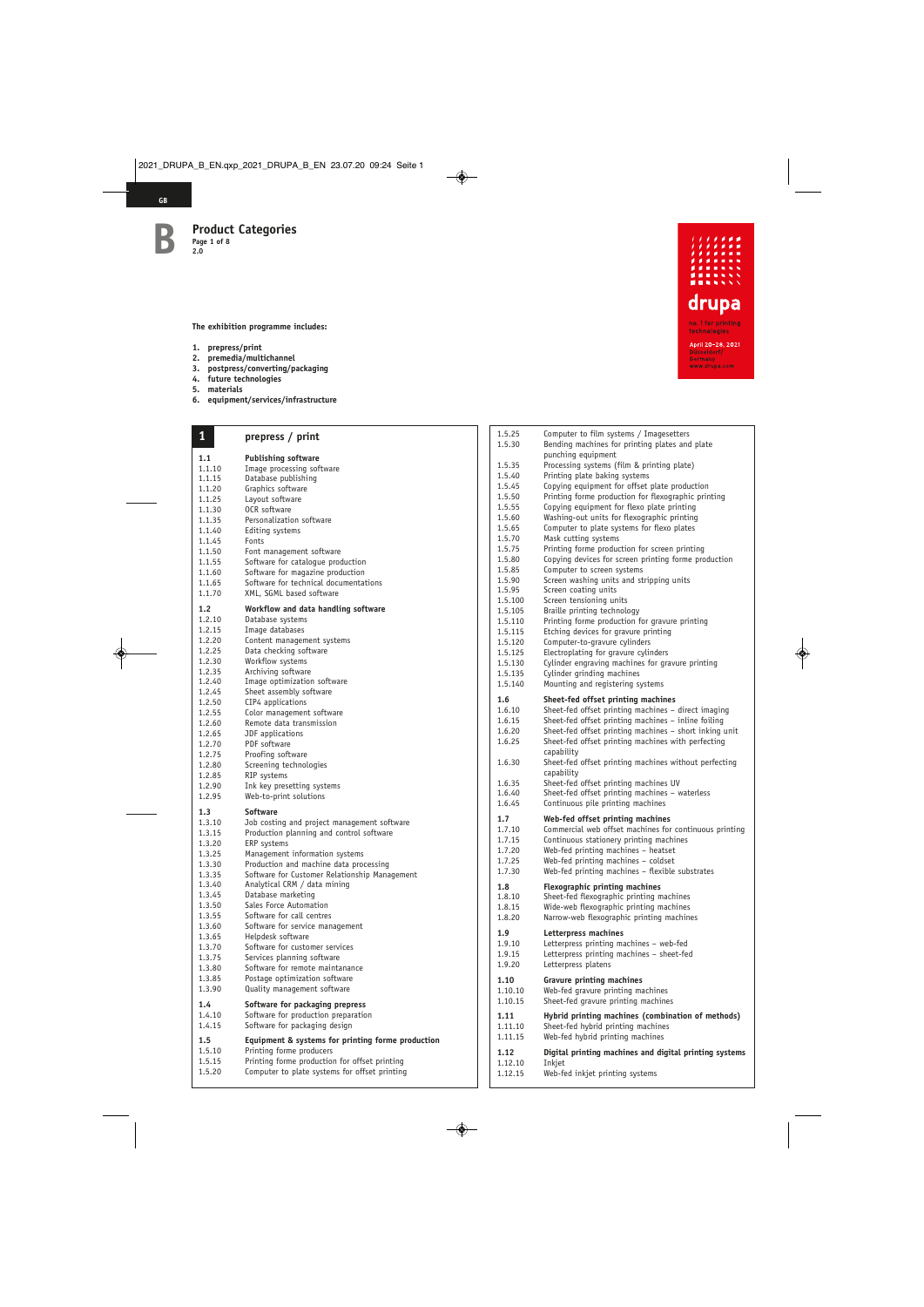# Product Categories

**2.0**

drupa
no. 1 for printing technologies
April 20–28, 2021
Düsseldorf
Germany
www.drupa.com

**The exhibition programme includes:**

1. **prepress/print**
2. **premedia/multichannel**
3. **postpress/converting/packaging**
4. **future technologies**
5. **materials**
6. **equipment/services/infrastructure**

## 1 prepress / print

### 1.1 Publishing software

| | |
|---|---|
| 1.1.10 | Image processing software |
| 1.1.15 | Database publishing |
| 1.1.20 | Graphics software |
| 1.1.25 | Layout software |
| 1.1.30 | OCR software |
| 1.1.35 | Personalization software |
| 1.1.40 | Editing systems |
| 1.1.45 | Fonts |
| 1.1.50 | Font management software |
| 1.1.55 | Software for catalogue production |
| 1.1.60 | Software for magazine production |
| 1.1.65 | Software for technical documentations |
| 1.1.70 | XML, SGML based software |

### 1.2 Workflow and data handling software

| | |
|---|---|
| 1.2.10 | Database systems |
| 1.2.15 | Image databases |
| 1.2.20 | Content management systems |
| 1.2.25 | Data checking software |
| 1.2.30 | Workflow systems |
| 1.2.35 | Archiving software |
| 1.2.40 | Image optimization software |
| 1.2.45 | Sheet assembly software |
| 1.2.50 | CIP4 applications |
| 1.2.55 | Color management software |
| 1.2.60 | Remote data transmission |
| 1.2.65 | JDF applications |
| 1.2.70 | PDF software |
| 1.2.75 | Proofing software |
| 1.2.80 | Screening technologies |
| 1.2.85 | RIP systems |
| 1.2.90 | Ink key presetting systems |
| 1.2.95 | Web-to-print solutions |

### 1.3 Software

| | |
|---|---|
| 1.3.10 | Job costing and project management software |
| 1.3.15 | Production planning and control software |
| 1.3.20 | ERP systems |
| 1.3.25 | Management information systems |
| 1.3.30 | Production and machine data processing |
| 1.3.35 | Software for Customer Relationship Management |
| 1.3.40 | Analytical CRM / data mining |
| 1.3.45 | Database marketing |
| 1.3.50 | Sales Force Automation |
| 1.3.55 | Software for call centres |
| 1.3.60 | Software for service management |
| 1.3.65 | Helpdesk software |
| 1.3.70 | Software for customer services |
| 1.3.75 | Services planning software |
| 1.3.80 | Software for remote maintenance |
| 1.3.85 | Postage optimization software |
| 1.3.90 | Quality management software |

### 1.4 Software for packaging prepress

| | |
|---|---|
| 1.4.10 | Software for production preparation |
| 1.4.15 | Software for packaging design |

### 1.5 Equipment & systems for printing forme production

| | |
|---|---|
| 1.5.10 | Printing forme producers |
| 1.5.15 | Printing forme production for offset printing |
| 1.5.20 | Computer to plate systems for offset printing |
| 1.5.25 | Computer to film systems / Imagesetters |
| 1.5.30 | Bending machines for printing plates and plate punching equipment |
| 1.5.35 | Processing systems (film & printing plate) |
| 1.5.40 | Printing plate baking systems |
| 1.5.45 | Copying equipment for offset plate production |
| 1.5.50 | Printing forme production for flexographic printing |
| 1.5.55 | Copying equipment for flexo plate printing |
| 1.5.60 | Washing-out units for flexographic printing |
| 1.5.65 | Computer to plate systems for flexo plates |
| 1.5.70 | Mask cutting systems |
| 1.5.75 | Printing forme production for screen printing |
| 1.5.80 | Copying devices for screen printing forme production |
| 1.5.85 | Computer to screen systems |
| 1.5.90 | Screen washing units and stripping units |
| 1.5.95 | Screen coating units |
| 1.5.100 | Screen tensioning units |
| 1.5.105 | Braille printing technology |
| 1.5.110 | Printing forme production for gravure printing |
| 1.5.115 | Etching devices for gravure printing |
| 1.5.120 | Computer-to-gravure cylinders |
| 1.5.125 | Electroplating for gravure cylinders |
| 1.5.130 | Cylinder engraving machines for gravure printing |
| 1.5.135 | Cylinder grinding machines |
| 1.5.140 | Mounting and registering systems |

### 1.6 Sheet-fed offset printing machines

| | |
|---|---|
| 1.6.10 | Sheet-fed offset printing machines – direct imaging |
| 1.6.15 | Sheet-fed offset printing machines – inline foiling |
| 1.6.20 | Sheet-fed offset printing machines – short inking unit |
| 1.6.25 | Sheet-fed offset printing machines with perfecting capability |
| 1.6.30 | Sheet-fed offset printing machines without perfecting capability |
| 1.6.35 | Sheet-fed offset printing machines UV |
| 1.6.40 | Sheet-fed offset printing machines – waterless |
| 1.6.45 | Continuous pile printing machines |

### 1.7 Web-fed offset printing machines

| | |
|---|---|
| 1.7.10 | Commercial web offset machines for continuous printing |
| 1.7.15 | Continuous stationery printing machines |
| 1.7.20 | Web-fed printing machines – heatset |
| 1.7.25 | Web-fed printing machines – coldset |
| 1.7.30 | Web-fed printing machines – flexible substrates |

### 1.8 Flexographic printing machines

| | |
|---|---|
| 1.8.10 | Sheet-fed flexographic printing machines |
| 1.8.15 | Wide-web flexographic printing machines |
| 1.8.20 | Narrow-web flexographic printing machines |

### 1.9 Letterpress machines

| | |
|---|---|
| 1.9.10 | Letterpress printing machines – web-fed |
| 1.9.15 | Letterpress printing machines – sheet-fed |
| 1.9.20 | Letterpress platens |

### 1.10 Gravure printing machines

| | |
|---|---|
| 1.10.10 | Web-fed gravure printing machines |
| 1.10.15 | Sheet-fed gravure printing machines |

### 1.11 Hybrid printing machines (combination of methods)

| | |
|---|---|
| 1.11.10 | Sheet-fed hybrid printing machines |
| 1.11.15 | Web-fed hybrid printing machines |

### 1.12 Digital printing machines and digital printing systems

| | |
|---|---|
| 1.12.10 | Inkjet |
| 1.12.15 | Web-fed inkjet printing systems |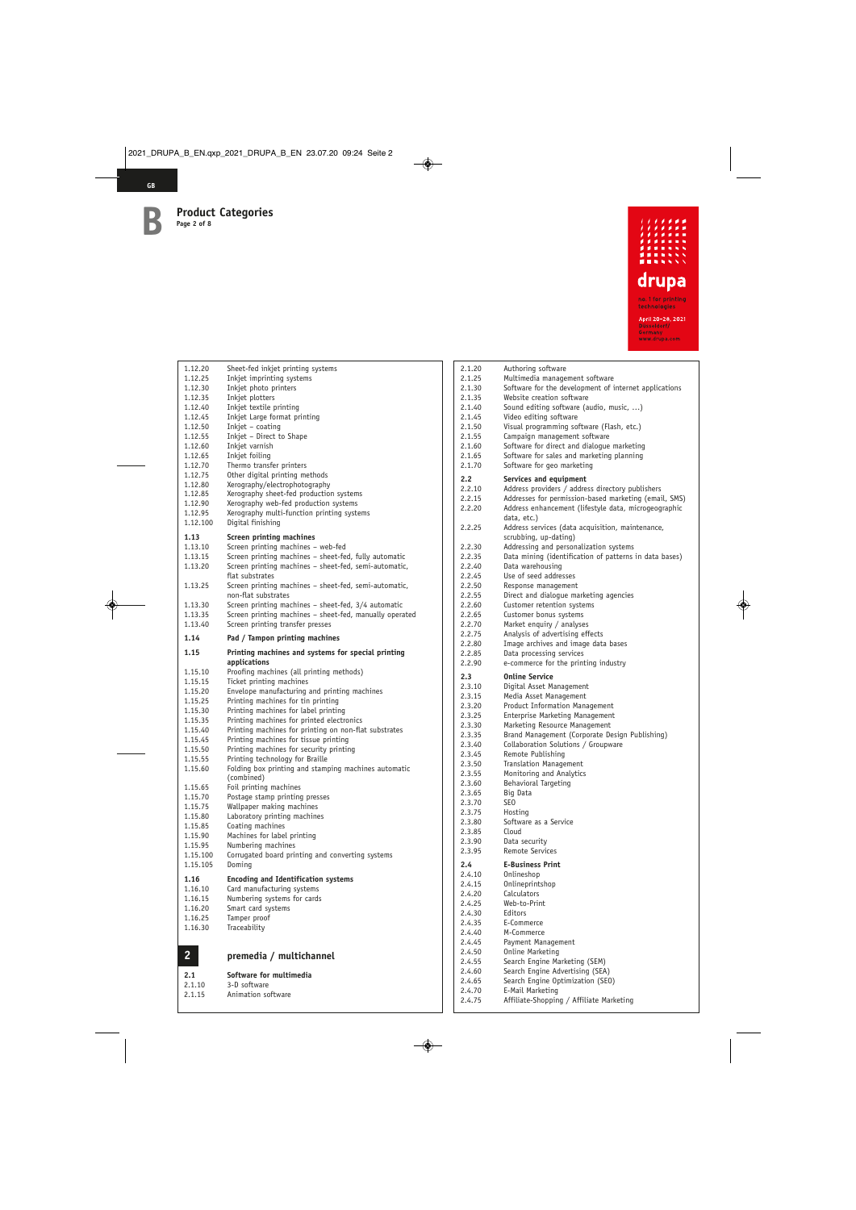# B Product Categories

| Code | Category |
|---|---|
| 1.12.20 | Sheet-fed inkjet printing systems |
| 1.12.25 | Inkjet imprinting systems |
| 1.12.30 | Inkjet photo printers |
| 1.12.35 | Inkjet plotters |
| 1.12.40 | Inkjet textile printing |
| 1.12.45 | Inkjet Large format printing |
| 1.12.50 | Inkjet – coating |
| 1.12.55 | Inkjet – Direct to Shape |
| 1.12.60 | Inkjet varnish |
| 1.12.65 | Inkjet foiling |
| 1.12.70 | Thermo transfer printers |
| 1.12.75 | Other digital printing methods |
| 1.12.80 | Xerography/electrophotography |
| 1.12.85 | Xerography sheet-fed production systems |
| 1.12.90 | Xerography web-fed production systems |
| 1.12.95 | Xerography multi-function printing systems |
| 1.12.100 | Digital finishing |
| **1.13** | **Screen printing machines** |
| 1.13.10 | Screen printing machines – web-fed |
| 1.13.15 | Screen printing machines – sheet-fed, fully automatic |
| 1.13.20 | Screen printing machines – sheet-fed, semi-automatic, flat substrates |
| 1.13.25 | Screen printing machines – sheet-fed, semi-automatic, non-flat substrates |
| 1.13.30 | Screen printing machines – sheet-fed, 3/4 automatic |
| 1.13.35 | Screen printing machines – sheet-fed, manually operated |
| 1.13.40 | Screen printing transfer presses |
| **1.14** | **Pad / Tampon printing machines** |
| **1.15** | **Printing machines and systems for special printing applications** |
| 1.15.10 | Proofing machines (all printing methods) |
| 1.15.15 | Ticket printing machines |
| 1.15.20 | Envelope manufacturing and printing machines |
| 1.15.25 | Printing machines for tin printing |
| 1.15.30 | Printing machines for label printing |
| 1.15.35 | Printing machines for printed electronics |
| 1.15.40 | Printing machines for printing on non-flat substrates |
| 1.15.45 | Printing machines for tissue printing |
| 1.15.50 | Printing machines for security printing |
| 1.15.55 | Printing technology for Braille |
| 1.15.60 | Folding box printing and stamping machines automatic (combined) |
| 1.15.65 | Foil printing machines |
| 1.15.70 | Postage stamp printing presses |
| 1.15.75 | Wallpaper making machines |
| 1.15.80 | Laboratory printing machines |
| 1.15.85 | Coating machines |
| 1.15.90 | Machines for label printing |
| 1.15.95 | Numbering machines |
| 1.15.100 | Corrugated board printing and converting systems |
| 1.15.105 | Doming |
| **1.16** | **Encoding and Identification systems** |
| 1.16.10 | Card manufacturing systems |
| 1.16.15 | Numbering systems for cards |
| 1.16.20 | Smart card systems |
| 1.16.25 | Tamper proof |
| 1.16.30 | Traceability |

## 2 premedia / multichannel

| Code | Category |
|---|---|
| **2.1** | **Software for multimedia** |
| 2.1.10 | 3-D software |
| 2.1.15 | Animation software |
| 2.1.20 | Authoring software |
| 2.1.25 | Multimedia management software |
| 2.1.30 | Software for the development of internet applications |
| 2.1.35 | Website creation software |
| 2.1.40 | Sound editing software (audio, music, ...) |
| 2.1.45 | Video editing software |
| 2.1.50 | Visual programming software (Flash, etc.) |
| 2.1.55 | Campaign management software |
| 2.1.60 | Software for direct and dialogue marketing |
| 2.1.65 | Software for sales and marketing planning |
| 2.1.70 | Software for geo marketing |
| **2.2** | **Services and equipment** |
| 2.2.10 | Address providers / address directory publishers |
| 2.2.15 | Addresses for permission-based marketing (email, SMS) |
| 2.2.20 | Address enhancement (lifestyle data, microgeographic data, etc.) |
| 2.2.25 | Address services (data acquisition, maintenance, scrubbing, up-dating) |
| 2.2.30 | Addressing and personalization systems |
| 2.2.35 | Data mining (identification of patterns in data bases) |
| 2.2.40 | Data warehousing |
| 2.2.45 | Use of seed addresses |
| 2.2.50 | Response management |
| 2.2.55 | Direct and dialogue marketing agencies |
| 2.2.60 | Customer retention systems |
| 2.2.65 | Customer bonus systems |
| 2.2.70 | Market enquiry / analyses |
| 2.2.75 | Analysis of advertising effects |
| 2.2.80 | Image archives and image data bases |
| 2.2.85 | Data processing services |
| 2.2.90 | e-commerce for the printing industry |
| **2.3** | **Online Service** |
| 2.3.10 | Digital Asset Management |
| 2.3.15 | Media Asset Management |
| 2.3.20 | Product Information Management |
| 2.3.25 | Enterprise Marketing Management |
| 2.3.30 | Marketing Resource Management |
| 2.3.35 | Brand Management (Corporate Design Publishing) |
| 2.3.40 | Collaboration Solutions / Groupware |
| 2.3.45 | Remote Publishing |
| 2.3.50 | Translation Management |
| 2.3.55 | Monitoring and Analytics |
| 2.3.60 | Behavioral Targeting |
| 2.3.65 | Big Data |
| 2.3.70 | SEO |
| 2.3.75 | Hosting |
| 2.3.80 | Software as a Service |
| 2.3.85 | Cloud |
| 2.3.90 | Data security |
| 2.3.95 | Remote Services |
| **2.4** | **E-Business Print** |
| 2.4.10 | Onlineshop |
| 2.4.15 | Onlineprintshop |
| 2.4.20 | Calculators |
| 2.4.25 | Web-to-Print |
| 2.4.30 | Editors |
| 2.4.35 | E-Commerce |
| 2.4.40 | M-Commerce |
| 2.4.45 | Payment Management |
| 2.4.50 | Online Marketing |
| 2.4.55 | Search Engine Marketing (SEM) |
| 2.4.60 | Search Engine Advertising (SEA) |
| 2.4.65 | Search Engine Optimization (SEO) |
| 2.4.70 | E-Mail Marketing |
| 2.4.75 | Affiliate-Shopping / Affiliate Marketing |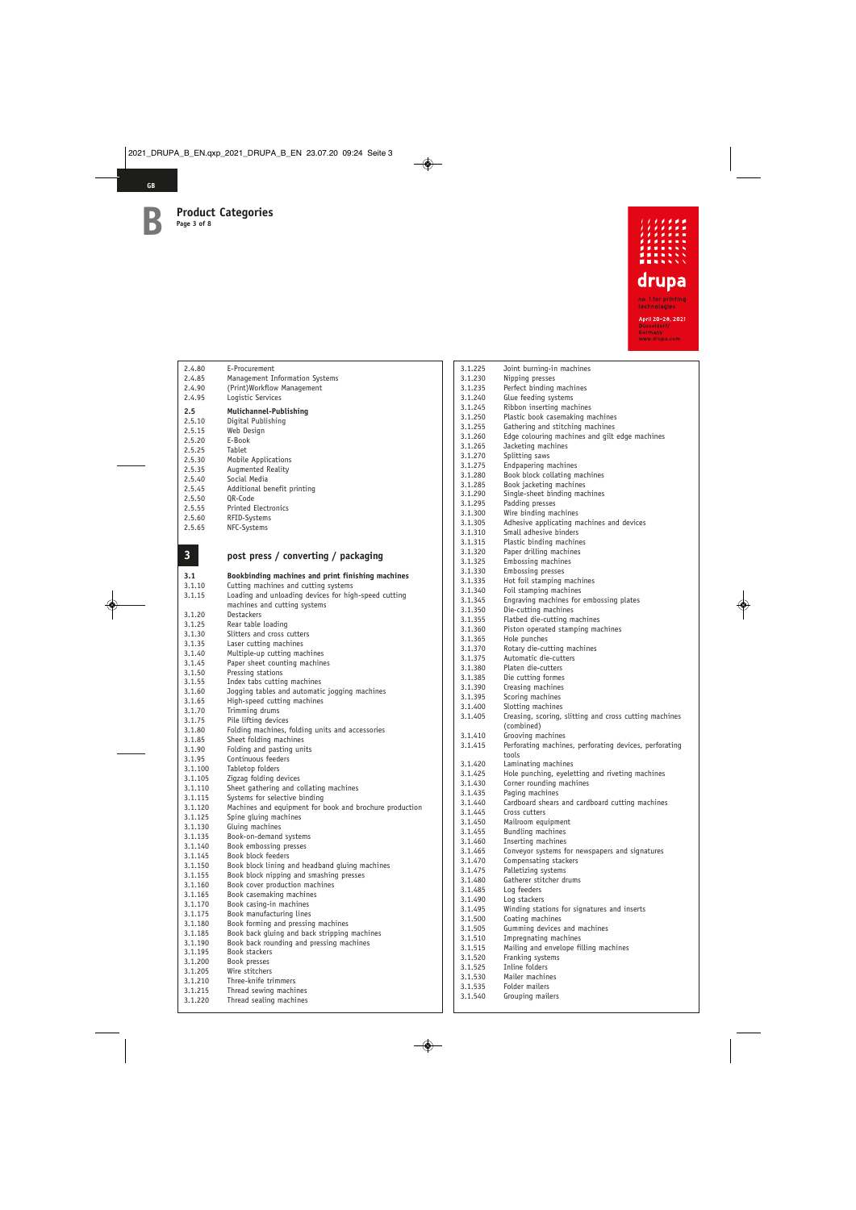# B Product Categories

2.4.80 E-Procurement
2.4.85 Management Information Systems
2.4.90 (Print)Workflow Management
2.4.95 Logistic Services

**2.5 Mulichannel-Publishing**

2.5.10 Digital Publishing
2.5.15 Web Design
2.5.20 E-Book
2.5.25 Tablet
2.5.30 Mobile Applications
2.5.35 Augmented Reality
2.5.40 Social Media
2.5.45 Additional benefit printing
2.5.50 QR-Code
2.5.55 Printed Electronics
2.5.60 RFID-Systems
2.5.65 NFC-Systems

## 3 post press / converting / packaging

**3.1 Bookbinding machines and print finishing machines**

3.1.10 Cutting machines and cutting systems
3.1.15 Loading and unloading devices for high-speed cutting machines and cutting systems
3.1.20 Destackers
3.1.25 Rear table loading
3.1.30 Slitters and cross cutters
3.1.35 Laser cutting machines
3.1.40 Multiple-up cutting machines
3.1.45 Paper sheet counting machines
3.1.50 Pressing stations
3.1.55 Index tabs cutting machines
3.1.60 Jogging tables and automatic jogging machines
3.1.65 High-speed cutting machines
3.1.70 Trimming drums
3.1.75 Pile lifting devices
3.1.80 Folding machines, folding units and accessories
3.1.85 Sheet folding machines
3.1.90 Folding and pasting units
3.1.95 Continuous feeders
3.1.100 Tabletop folders
3.1.105 Zigzag folding devices
3.1.110 Sheet gathering and collating machines
3.1.115 Systems for selective binding
3.1.120 Machines and equipment for book and brochure production
3.1.125 Spine gluing machines
3.1.130 Gluing machines
3.1.135 Book-on-demand systems
3.1.140 Book embossing presses
3.1.145 Book block feeders
3.1.150 Book block lining and headband gluing machines
3.1.155 Book block nipping and smashing presses
3.1.160 Book cover production machines
3.1.165 Book casemaking machines
3.1.170 Book casing-in machines
3.1.175 Book manufacturing lines
3.1.180 Book forming and pressing machines
3.1.185 Book back gluing and back stripping machines
3.1.190 Book back rounding and pressing machines
3.1.195 Book stackers
3.1.200 Book presses
3.1.205 Wire stitchers
3.1.210 Three-knife trimmers
3.1.215 Thread sewing machines
3.1.220 Thread sealing machines
3.1.225 Joint burning-in machines
3.1.230 Nipping presses
3.1.235 Perfect binding machines
3.1.240 Glue feeding systems
3.1.245 Ribbon inserting machines
3.1.250 Plastic book casemaking machines
3.1.255 Gathering and stitching machines
3.1.260 Edge colouring machines and gilt edge machines
3.1.265 Jacketing machines
3.1.270 Splitting saws
3.1.275 Endpapering machines
3.1.280 Book block collating machines
3.1.285 Book jacketing machines
3.1.290 Single-sheet binding machines
3.1.295 Padding presses
3.1.300 Wire binding machines
3.1.305 Adhesive applicating machines and devices
3.1.310 Small adhesive binders
3.1.315 Plastic binding machines
3.1.320 Paper drilling machines
3.1.325 Embossing machines
3.1.330 Embossing presses
3.1.335 Hot foil stamping machines
3.1.340 Foil stamping machines
3.1.345 Engraving machines for embossing plates
3.1.350 Die-cutting machines
3.1.355 Flatbed die-cutting machines
3.1.360 Piston operated stamping machines
3.1.365 Hole punches
3.1.370 Rotary die-cutting machines
3.1.375 Automatic die-cutters
3.1.380 Platen die-cutters
3.1.385 Die cutting formes
3.1.390 Creasing machines
3.1.395 Scoring machines
3.1.400 Slotting machines
3.1.405 Creasing, scoring, slitting and cross cutting machines (combined)
3.1.410 Grooving machines
3.1.415 Perforating machines, perforating devices, perforating tools
3.1.420 Laminating machines
3.1.425 Hole punching, eyeletting and riveting machines
3.1.430 Corner rounding machines
3.1.435 Paging machines
3.1.440 Cardboard shears and cardboard cutting machines
3.1.445 Cross cutters
3.1.450 Mailroom equipment
3.1.455 Bundling machines
3.1.460 Inserting machines
3.1.465 Conveyor systems for newspapers and signatures
3.1.470 Compensating stackers
3.1.475 Palletizing systems
3.1.480 Gatherer stitcher drums
3.1.485 Log feeders
3.1.490 Log stackers
3.1.495 Winding stations for signatures and inserts
3.1.500 Coating machines
3.1.505 Gumming devices and machines
3.1.510 Impregnating machines
3.1.515 Mailing and envelope filling machines
3.1.520 Franking systems
3.1.525 Inline folders
3.1.530 Mailer machines
3.1.535 Folder mailers
3.1.540 Grouping mailers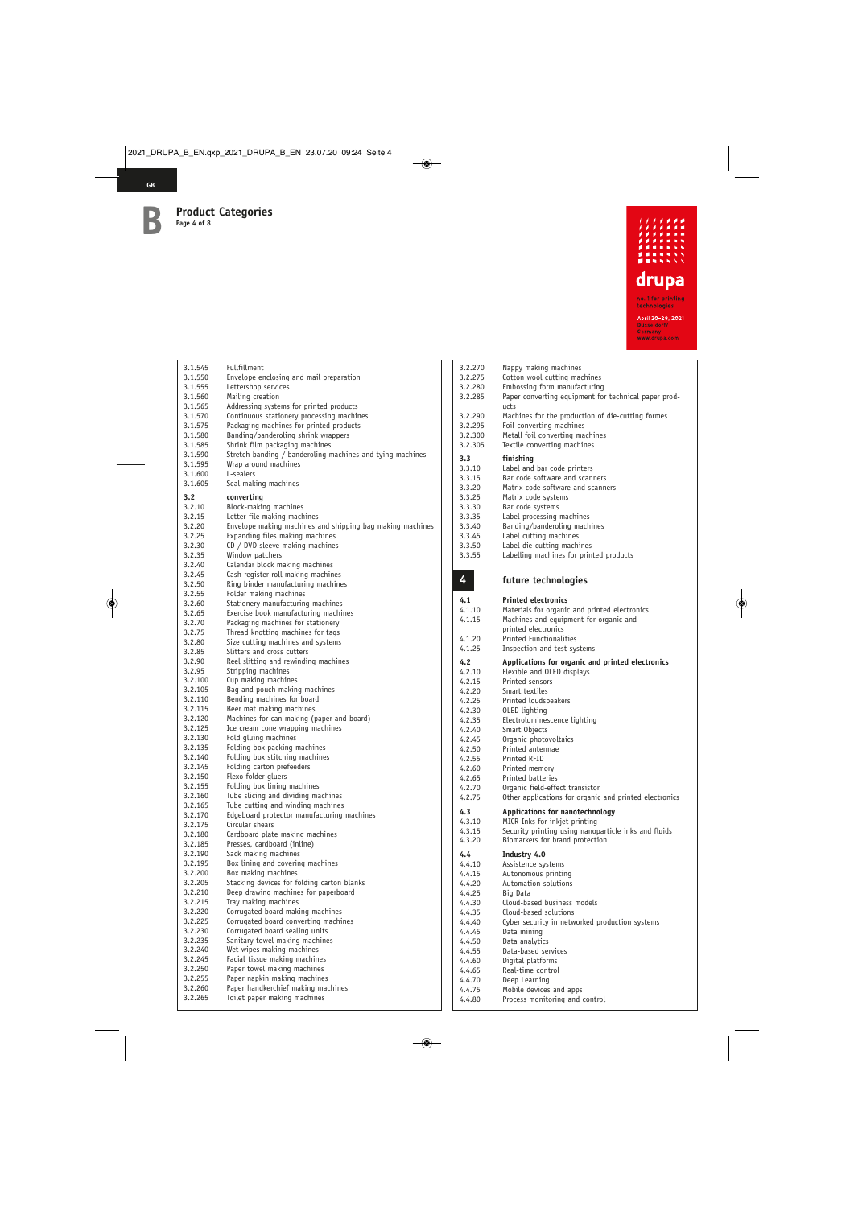# B Product Categories

| | |
|---|---|
| 3.1.545 | Fullfillment |
| 3.1.550 | Envelope enclosing and mail preparation |
| 3.1.555 | Lettershop services |
| 3.1.560 | Mailing creation |
| 3.1.565 | Addressing systems for printed products |
| 3.1.570 | Continuous stationery processing machines |
| 3.1.575 | Packaging machines for printed products |
| 3.1.580 | Banding/banderoling shrink wrappers |
| 3.1.585 | Shrink film packaging machines |
| 3.1.590 | Stretch banding / banderoling machines and tying machines |
| 3.1.595 | Wrap around machines |
| 3.1.600 | L-sealers |
| 3.1.605 | Seal making machines |
| **3.2** | **converting** |
| 3.2.10 | Block-making machines |
| 3.2.15 | Letter-file making machines |
| 3.2.20 | Envelope making machines and shipping bag making machines |
| 3.2.25 | Expanding files making machines |
| 3.2.30 | CD / DVD sleeve making machines |
| 3.2.35 | Window patchers |
| 3.2.40 | Calendar block making machines |
| 3.2.45 | Cash register roll making machines |
| 3.2.50 | Ring binder manufacturing machines |
| 3.2.55 | Folder making machines |
| 3.2.60 | Stationery manufacturing machines |
| 3.2.65 | Exercise book manufacturing machines |
| 3.2.70 | Packaging machines for stationery |
| 3.2.75 | Thread knotting machines for tags |
| 3.2.80 | Size cutting machines and systems |
| 3.2.85 | Slitters and cross cutters |
| 3.2.90 | Reel slitting and rewinding machines |
| 3.2.95 | Stripping machines |
| 3.2.100 | Cup making machines |
| 3.2.105 | Bag and pouch making machines |
| 3.2.110 | Bending machines for board |
| 3.2.115 | Beer mat making machines |
| 3.2.120 | Machines for can making (paper and board) |
| 3.2.125 | Ice cream cone wrapping machines |
| 3.2.130 | Fold gluing machines |
| 3.2.135 | Folding box packing machines |
| 3.2.140 | Folding box stitching machines |
| 3.2.145 | Folding carton prefeeders |
| 3.2.150 | Flexo folder gluers |
| 3.2.155 | Folding box lining machines |
| 3.2.160 | Tube slicing and dividing machines |
| 3.2.165 | Tube cutting and winding machines |
| 3.2.170 | Edgeboard protector manufacturing machines |
| 3.2.175 | Circular shears |
| 3.2.180 | Cardboard plate making machines |
| 3.2.185 | Presses, cardboard (inline) |
| 3.2.190 | Sack making machines |
| 3.2.195 | Box lining and covering machines |
| 3.2.200 | Box making machines |
| 3.2.205 | Stacking devices for folding carton blanks |
| 3.2.210 | Deep drawing machines for paperboard |
| 3.2.215 | Tray making machines |
| 3.2.220 | Corrugated board making machines |
| 3.2.225 | Corrugated board converting machines |
| 3.2.230 | Corrugated board sealing units |
| 3.2.235 | Sanitary towel making machines |
| 3.2.240 | Wet wipes making machines |
| 3.2.245 | Facial tissue making machines |
| 3.2.250 | Paper towel making machines |
| 3.2.255 | Paper napkin making machines |
| 3.2.260 | Paper handkerchief making machines |
| 3.2.265 | Toilet paper making machines |
| 3.2.270 | Nappy making machines |
| 3.2.275 | Cotton wool cutting machines |
| 3.2.280 | Embossing form manufacturing |
| 3.2.285 | Paper converting equipment for technical paper products |
| 3.2.290 | Machines for the production of die-cutting formes |
| 3.2.295 | Foil converting machines |
| 3.2.300 | Metall foil converting machines |
| 3.2.305 | Textile converting machines |
| **3.3** | **finishing** |
| 3.3.10 | Label and bar code printers |
| 3.3.15 | Bar code software and scanners |
| 3.3.20 | Matrix code software and scanners |
| 3.3.25 | Matrix code systems |
| 3.3.30 | Bar code systems |
| 3.3.35 | Label processing machines |
| 3.3.40 | Banding/banderoling machines |
| 3.3.45 | Label cutting machines |
| 3.3.50 | Label die-cutting machines |
| 3.3.55 | Labelling machines for printed products |

## 4 future technologies

| | |
|---|---|
| **4.1** | **Printed electronics** |
| 4.1.10 | Materials for organic and printed electronics |
| 4.1.15 | Machines and equipment for organic and printed electronics |
| 4.1.20 | Printed Functionalities |
| 4.1.25 | Inspection and test systems |
| **4.2** | **Applications for organic and printed electronics** |
| 4.2.10 | Flexible and OLED displays |
| 4.2.15 | Printed sensors |
| 4.2.20 | Smart textiles |
| 4.2.25 | Printed loudspeakers |
| 4.2.30 | OLED lighting |
| 4.2.35 | Electroluminescence lighting |
| 4.2.40 | Smart Objects |
| 4.2.45 | Organic photovoltaics |
| 4.2.50 | Printed antennae |
| 4.2.55 | Printed RFID |
| 4.2.60 | Printed memory |
| 4.2.65 | Printed batteries |
| 4.2.70 | Organic field-effect transistor |
| 4.2.75 | Other applications for organic and printed electronics |
| **4.3** | **Applications for nanotechnology** |
| 4.3.10 | MICR Inks for inkjet printing |
| 4.3.15 | Security printing using nanoparticle inks and fluids |
| 4.3.20 | Biomarkers for brand protection |
| **4.4** | **Industry 4.0** |
| 4.4.10 | Assistence systems |
| 4.4.15 | Autonomous printing |
| 4.4.20 | Automation solutions |
| 4.4.25 | Big Data |
| 4.4.30 | Cloud-based business models |
| 4.4.35 | Cloud-based solutions |
| 4.4.40 | Cyber security in networked production systems |
| 4.4.45 | Data mining |
| 4.4.50 | Data analytics |
| 4.4.55 | Data-based services |
| 4.4.60 | Digital platforms |
| 4.4.65 | Real-time control |
| 4.4.70 | Deep Learning |
| 4.4.75 | Mobile devices and apps |
| 4.4.80 | Process monitoring and control |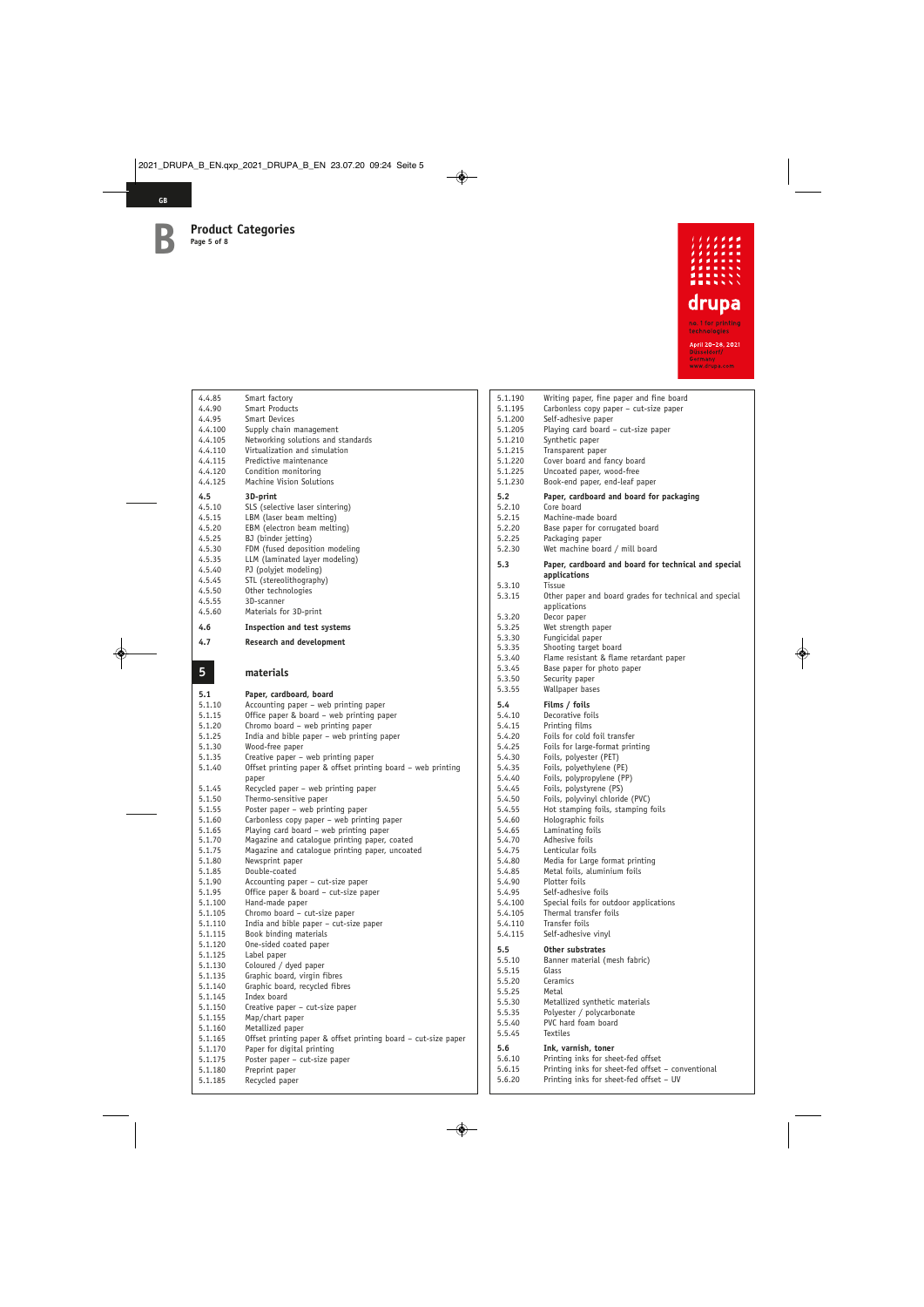# B Product Categories

Page 5 of 8

drupa
no. 1 for printing technologies
April 20–28, 2021
Düsseldorf
Germany
www.drupa.com

| | |
|---|---|
| 4.4.85 | Smart factory |
| 4.4.90 | Smart Products |
| 4.4.95 | Smart Devices |
| 4.4.100 | Supply chain management |
| 4.4.105 | Networking solutions and standards |
| 4.4.110 | Virtualization and simulation |
| 4.4.115 | Predictive maintenance |
| 4.4.120 | Condition monitoring |
| 4.4.125 | Machine Vision Solutions |

**4.5 3D-print**

| | |
|---|---|
| 4.5.10 | SLS (selective laser sintering) |
| 4.5.15 | LBM (laser beam melting) |
| 4.5.20 | EBM (electron beam melting) |
| 4.5.25 | BJ (binder jetting) |
| 4.5.30 | FDM (fused deposition modeling |
| 4.5.35 | LLM (laminated layer modeling) |
| 4.5.40 | PJ (polyjet modeling) |
| 4.5.45 | STL (stereolithography) |
| 4.5.50 | Other technologies |
| 4.5.55 | 3D-scanner |
| 4.5.60 | Materials for 3D-print |

**4.6 Inspection and test systems**

**4.7 Research and development**

## 5 materials

**5.1 Paper, cardboard, board**

| | |
|---|---|
| 5.1.10 | Accounting paper – web printing paper |
| 5.1.15 | Office paper & board – web printing paper |
| 5.1.20 | Chromo board – web printing paper |
| 5.1.25 | India and bible paper – web printing paper |
| 5.1.30 | Wood-free paper |
| 5.1.35 | Creative paper – web printing paper |
| 5.1.40 | Offset printing paper & offset printing board – web printing paper |
| 5.1.45 | Recycled paper – web printing paper |
| 5.1.50 | Thermo-sensitive paper |
| 5.1.55 | Poster paper – web printing paper |
| 5.1.60 | Carbonless copy paper – web printing paper |
| 5.1.65 | Playing card board – web printing paper |
| 5.1.70 | Magazine and catalogue printing paper, coated |
| 5.1.75 | Magazine and catalogue printing paper, uncoated |
| 5.1.80 | Newsprint paper |
| 5.1.85 | Double-coated |
| 5.1.90 | Accounting paper – cut-size paper |
| 5.1.95 | Office paper & board – cut-size paper |
| 5.1.100 | Hand-made paper |
| 5.1.105 | Chromo board – cut-size paper |
| 5.1.110 | India and bible paper – cut-size paper |
| 5.1.115 | Book binding materials |
| 5.1.120 | One-sided coated paper |
| 5.1.125 | Label paper |
| 5.1.130 | Coloured / dyed paper |
| 5.1.135 | Graphic board, virgin fibres |
| 5.1.140 | Graphic board, recycled fibres |
| 5.1.145 | Index board |
| 5.1.150 | Creative paper – cut-size paper |
| 5.1.155 | Map/chart paper |
| 5.1.160 | Metallized paper |
| 5.1.165 | Offset printing paper & offset printing board – cut-size paper |
| 5.1.170 | Paper for digital printing |
| 5.1.175 | Poster paper – cut-size paper |
| 5.1.180 | Preprint paper |
| 5.1.185 | Recycled paper |
| 5.1.190 | Writing paper, fine paper and fine board |
| 5.1.195 | Carbonless copy paper – cut-size paper |
| 5.1.200 | Self-adhesive paper |
| 5.1.205 | Playing card board – cut-size paper |
| 5.1.210 | Synthetic paper |
| 5.1.215 | Transparent paper |
| 5.1.220 | Cover board and fancy board |
| 5.1.225 | Uncoated paper, wood-free |
| 5.1.230 | Book-end paper, end-leaf paper |

**5.2 Paper, cardboard and board for packaging**

| | |
|---|---|
| 5.2.10 | Core board |
| 5.2.15 | Machine-made board |
| 5.2.20 | Base paper for corrugated board |
| 5.2.25 | Packaging paper |
| 5.2.30 | Wet machine board / mill board |

**5.3 Paper, cardboard and board for technical and special applications**

| | |
|---|---|
| 5.3.10 | Tissue |
| 5.3.15 | Other paper and board grades for technical and special applications |
| 5.3.20 | Decor paper |
| 5.3.25 | Wet strength paper |
| 5.3.30 | Fungicidal paper |
| 5.3.35 | Shooting target board |
| 5.3.40 | Flame resistant & flame retardant paper |
| 5.3.45 | Base paper for photo paper |
| 5.3.50 | Security paper |
| 5.3.55 | Wallpaper bases |

**5.4 Films / foils**

| | |
|---|---|
| 5.4.10 | Decorative foils |
| 5.4.15 | Printing films |
| 5.4.20 | Foils for cold foil transfer |
| 5.4.25 | Foils for large-format printing |
| 5.4.30 | Foils, polyester (PET) |
| 5.4.35 | Foils, polyethylene (PE) |
| 5.4.40 | Foils, polypropylene (PP) |
| 5.4.45 | Foils, polystyrene (PS) |
| 5.4.50 | Foils, polyvinyl chloride (PVC) |
| 5.4.55 | Hot stamping foils, stamping foils |
| 5.4.60 | Holographic foils |
| 5.4.65 | Laminating foils |
| 5.4.70 | Adhesive foils |
| 5.4.75 | Lenticular foils |
| 5.4.80 | Media for Large format printing |
| 5.4.85 | Metal foils, aluminium foils |
| 5.4.90 | Plotter foils |
| 5.4.95 | Self-adhesive foils |
| 5.4.100 | Special foils for outdoor applications |
| 5.4.105 | Thermal transfer foils |
| 5.4.110 | Transfer foils |
| 5.4.115 | Self-adhesive vinyl |

**5.5 Other substrates**

| | |
|---|---|
| 5.5.10 | Banner material (mesh fabric) |
| 5.5.15 | Glass |
| 5.5.20 | Ceramics |
| 5.5.25 | Metal |
| 5.5.30 | Metallized synthetic materials |
| 5.5.35 | Polyester / polycarbonate |
| 5.5.40 | PVC hard foam board |
| 5.5.45 | Textiles |

**5.6 Ink, varnish, toner**

| | |
|---|---|
| 5.6.10 | Printing inks for sheet-fed offset |
| 5.6.15 | Printing inks for sheet-fed offset – conventional |
| 5.6.20 | Printing inks for sheet-fed offset – UV |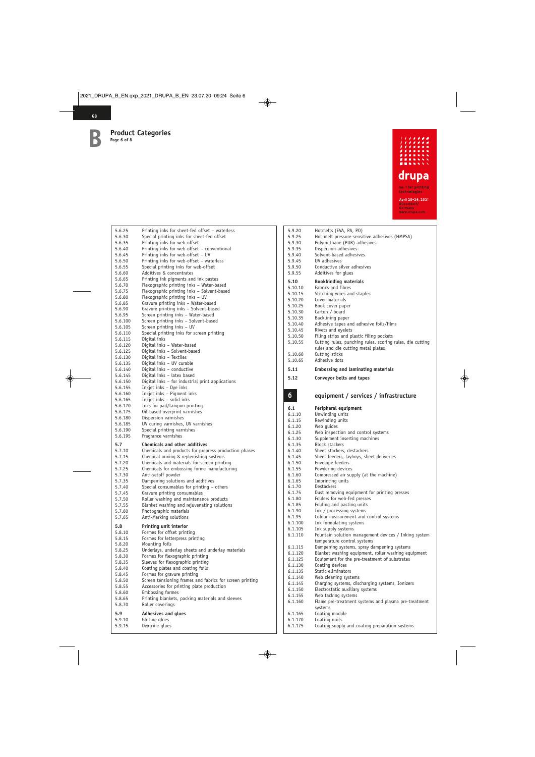## Product Categories

5.6.25 Printing inks for sheet-fed offset – waterless
5.6.30 Special printing inks for sheet-fed offset
5.6.35 Printing inks for web-offset
5.6.40 Printing inks for web-offset – conventional
5.6.45 Printing inks for web-offset – UV
5.6.50 Printing inks for web-offset – waterless
5.6.55 Special printing inks for web-offset
5.6.60 Additives & concentrates
5.6.65 Printing ink pigments and ink pastes
5.6.70 Flexographic printing inks – Water-based
5.6.75 Flexographic printing inks – Solvent-based
5.6.80 Flexographic printing inks – UV
5.6.85 Gravure printing inks – Water-based
5.6.90 Gravure printing inks – Solvent-based
5.6.95 Screen printing inks – Water-based
5.6.100 Screen printing inks – Solvent-based
5.6.105 Screen printing inks – UV
5.6.110 Special printing inks for screen printing
5.6.115 Digital inks
5.6.120 Digital inks – Water-based
5.6.125 Digital inks – Solvent-based
5.6.130 Digital inks – Textiles
5.6.135 Digital inks – UV curable
5.6.140 Digital inks – conductive
5.6.145 Digital inks – latex based
5.6.150 Digital inks – for industrial print applications
5.6.155 Inkjet inks – Dye inks
5.6.160 Inkjet inks – Pigment inks
5.6.165 Inkjet inks – solid inks
5.6.170 Inks for pad/tampon printing
5.6.175 Oil-based overprint varnishes
5.6.180 Dispersion varnishes
5.6.185 UV curing varnishes, UV varnishes
5.6.190 Special printing varnishes
5.6.195 Fragrance varnishes

**5.7 Chemicals and other additives**
5.7.10 Chemicals and products for prepress production phases
5.7.15 Chemical mixing & replenishing systems
5.7.20 Chemicals and materials for screen printing
5.7.25 Chemicals for embossing forme manufacturing
5.7.30 Anti-setoff powder
5.7.35 Dampening solutions and additives
5.7.40 Special consumables for printing – others
5.7.45 Gravure printing consumables
5.7.50 Roller washing and maintenance products
5.7.55 Blanket washing and rejuvenating solutions
5.7.60 Photographic materials
5.7.65 Anti-Marking solutions

**5.8 Printing unit interior**
5.8.10 Formes for offset printing
5.8.15 Formes for letterpress printing
5.8.20 Mounting foils
5.8.25 Underlays, underlay sheets and underlay materials
5.8.30 Formes for flexographic printing
5.8.35 Sleeves for flexographic printing
5.8.40 Coating plates and coating foils
5.8.45 Formes for gravure printing
5.8.50 Screen tensioning frames and fabrics for screen printing
5.8.55 Accessories for printing plate production
5.8.60 Embossing formes
5.8.65 Printing blankets, packing materials and sleeves
5.8.70 Roller coverings

**5.9 Adhesives and glues**
5.9.10 Glutine glues
5.9.15 Dextrine glues
5.9.20 Hotmelts (EVA, PA, PO)
5.9.25 Hot-melt pressure-sensitive adhesives (HMPSA)
5.9.30 Polyurethane (PUR) adhesives
5.9.35 Dispersion adhesives
5.9.40 Solvent-based adhesives
5.9.45 UV adhesives
5.9.50 Conductive silver adhesives
5.9.55 Additives for glues

**5.10 Bookbinding materials**
5.10.10 Fabrics and fibres
5.10.15 Stitching wires and staples
5.10.20 Cover materials
5.10.25 Book cover paper
5.10.30 Carton / board
5.10.35 Backlining paper
5.10.40 Adhesive tapes and adhesive foils/films
5.10.45 Rivets and eyelets
5.10.50 Filing strips and plastic filing pockets
5.10.55 Cutting rules, punching rules, scoring rules, die cutting rules and die cutting metal plates
5.10.60 Cutting sticks
5.10.65 Adhesive dots

**5.11 Embossing and laminating materials**

**5.12 Conveyor belts and tapes**

## 6 equipment / services / infrastructure

**6.1 Peripheral equipment**
6.1.10 Unwinding units
6.1.15 Rewinding units
6.1.20 Web guides
6.1.25 Web inspection and control systems
6.1.30 Supplement inserting machines
6.1.35 Block stackers
6.1.40 Sheet stackers, destackers
6.1.45 Sheet feeders, layboys, sheet deliveries
6.1.50 Envelope feeders
6.1.55 Powdering devices
6.1.60 Compressed air supply (at the machine)
6.1.65 Imprinting units
6.1.70 Destackers
6.1.75 Dust removing equipment for printing presses
6.1.80 Folders for web-fed presses
6.1.85 Folding and pasting units
6.1.90 Ink / processing systems
6.1.95 Colour measurement and control systems
6.1.100 Ink formulating systems
6.1.105 Ink supply systems
6.1.110 Fountain solution management devices / Inking system temperature control systems
6.1.115 Dampening systems, spray dampening systems
6.1.120 Blanket washing equipment, roller washing equipment
6.1.125 Equipment for the pre-treatment of substrates
6.1.130 Coating devices
6.1.135 Static eliminators
6.1.140 Web cleaning systems
6.1.145 Charging systems, discharging systems, Ionizers
6.1.150 Electrostatic auxiliary systems
6.1.155 Web tacking systems
6.1.160 Flame pre-treatment systems and plasma pre-treatment systems
6.1.165 Coating module
6.1.170 Coating units
6.1.175 Coating supply and coating preparation systems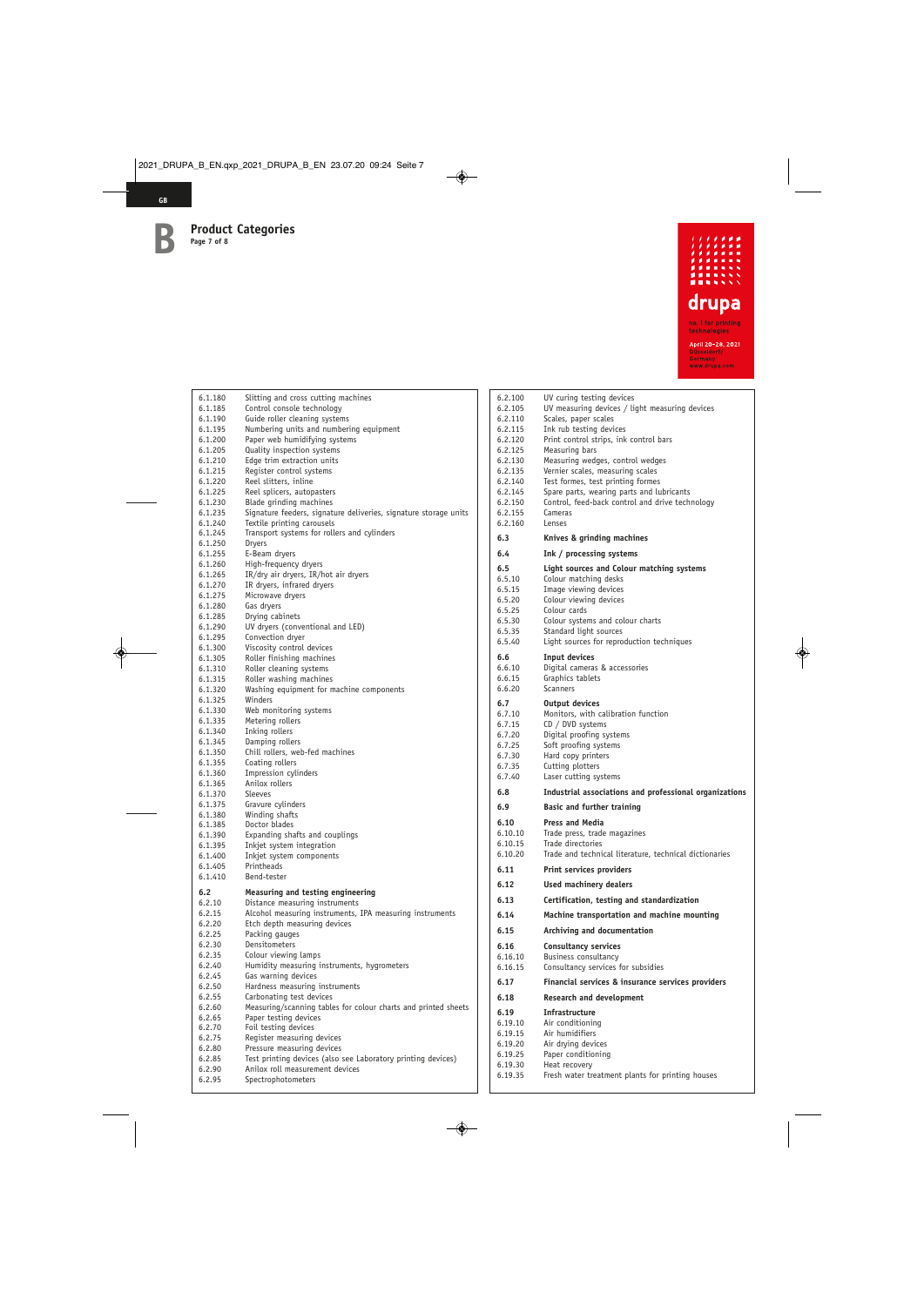# Product Categories

| | |
|---|---|
| 6.1.180 | Slitting and cross cutting machines |
| 6.1.185 | Control console technology |
| 6.1.190 | Guide roller cleaning systems |
| 6.1.195 | Numbering units and numbering equipment |
| 6.1.200 | Paper web humidifying systems |
| 6.1.205 | Quality inspection systems |
| 6.1.210 | Edge trim extraction units |
| 6.1.215 | Register control systems |
| 6.1.220 | Reel slitters, inline |
| 6.1.225 | Reel splicers, autopasters |
| 6.1.230 | Blade grinding machines |
| 6.1.235 | Signature feeders, signature deliveries, signature storage units |
| 6.1.240 | Textile printing carousels |
| 6.1.245 | Transport systems for rollers and cylinders |
| 6.1.250 | Dryers |
| 6.1.255 | E-Beam dryers |
| 6.1.260 | High-frequency dryers |
| 6.1.265 | IR/dry air dryers, IR/hot air dryers |
| 6.1.270 | IR dryers, infrared dryers |
| 6.1.275 | Microwave dryers |
| 6.1.280 | Gas dryers |
| 6.1.285 | Drying cabinets |
| 6.1.290 | UV dryers (conventional and LED) |
| 6.1.295 | Convection dryer |
| 6.1.300 | Viscosity control devices |
| 6.1.305 | Roller finishing machines |
| 6.1.310 | Roller cleaning systems |
| 6.1.315 | Roller washing machines |
| 6.1.320 | Washing equipment for machine components |
| 6.1.325 | Winders |
| 6.1.330 | Web monitoring systems |
| 6.1.335 | Metering rollers |
| 6.1.340 | Inking rollers |
| 6.1.345 | Damping rollers |
| 6.1.350 | Chill rollers, web-fed machines |
| 6.1.355 | Coating rollers |
| 6.1.360 | Impression cylinders |
| 6.1.365 | Anilox rollers |
| 6.1.370 | Sleeves |
| 6.1.375 | Gravure cylinders |
| 6.1.380 | Winding shafts |
| 6.1.385 | Doctor blades |
| 6.1.390 | Expanding shafts and couplings |
| 6.1.395 | Inkjet system integration |
| 6.1.400 | Inkjet system components |
| 6.1.405 | Printheads |
| 6.1.410 | Bend-tester |
| **6.2** | **Measuring and testing engineering** |
| 6.2.10 | Distance measuring instruments |
| 6.2.15 | Alcohol measuring instruments, IPA measuring instruments |
| 6.2.20 | Etch depth measuring devices |
| 6.2.25 | Packing gauges |
| 6.2.30 | Densitometers |
| 6.2.35 | Colour viewing lamps |
| 6.2.40 | Humidity measuring instruments, hygrometers |
| 6.2.45 | Gas warning devices |
| 6.2.50 | Hardness measuring instruments |
| 6.2.55 | Carbonating test devices |
| 6.2.60 | Measuring/scanning tables for colour charts and printed sheets |
| 6.2.65 | Paper testing devices |
| 6.2.70 | Foil testing devices |
| 6.2.75 | Register measuring devices |
| 6.2.80 | Pressure measuring devices |
| 6.2.85 | Test printing devices (also see Laboratory printing devices) |
| 6.2.90 | Anilox roll measurement devices |
| 6.2.95 | Spectrophotometers |
| 6.2.100 | UV curing testing devices |
| 6.2.105 | UV measuring devices / light measuring devices |
| 6.2.110 | Scales, paper scales |
| 6.2.115 | Ink rub testing devices |
| 6.2.120 | Print control strips, ink control bars |
| 6.2.125 | Measuring bars |
| 6.2.130 | Measuring wedges, control wedges |
| 6.2.135 | Vernier scales, measuring scales |
| 6.2.140 | Test formes, test printing formes |
| 6.2.145 | Spare parts, wearing parts and lubricants |
| 6.2.150 | Control, feed-back control and drive technology |
| 6.2.155 | Cameras |
| 6.2.160 | Lenses |
| **6.3** | **Knives & grinding machines** |
| **6.4** | **Ink / processing systems** |
| **6.5** | **Light sources and Colour matching systems** |
| 6.5.10 | Colour matching desks |
| 6.5.15 | Image viewing devices |
| 6.5.20 | Colour viewing devices |
| 6.5.25 | Colour cards |
| 6.5.30 | Colour systems and colour charts |
| 6.5.35 | Standard light sources |
| 6.5.40 | Light sources for reproduction techniques |
| **6.6** | **Input devices** |
| 6.6.10 | Digital cameras & accessories |
| 6.6.15 | Graphics tablets |
| 6.6.20 | Scanners |
| **6.7** | **Output devices** |
| 6.7.10 | Monitors, with calibration function |
| 6.7.15 | CD / DVD systems |
| 6.7.20 | Digital proofing systems |
| 6.7.25 | Soft proofing systems |
| 6.7.30 | Hard copy printers |
| 6.7.35 | Cutting plotters |
| 6.7.40 | Laser cutting systems |
| **6.8** | **Industrial associations and professional organizations** |
| **6.9** | **Basic and further training** |
| **6.10** | **Press and Media** |
| 6.10.10 | Trade press, trade magazines |
| 6.10.15 | Trade directories |
| 6.10.20 | Trade and technical literature, technical dictionaries |
| **6.11** | **Print services providers** |
| **6.12** | **Used machinery dealers** |
| **6.13** | **Certification, testing and standardization** |
| **6.14** | **Machine transportation and machine mounting** |
| **6.15** | **Archiving and documentation** |
| **6.16** | **Consultancy services** |
| 6.16.10 | Business consultancy |
| 6.16.15 | Consultancy services for subsidies |
| **6.17** | **Financial services & insurance services providers** |
| **6.18** | **Research and development** |
| **6.19** | **Infrastructure** |
| 6.19.10 | Air conditioning |
| 6.19.15 | Air humidifiers |
| 6.19.20 | Air drying devices |
| 6.19.25 | Paper conditioning |
| 6.19.30 | Heat recovery |
| 6.19.35 | Fresh water treatment plants for printing houses |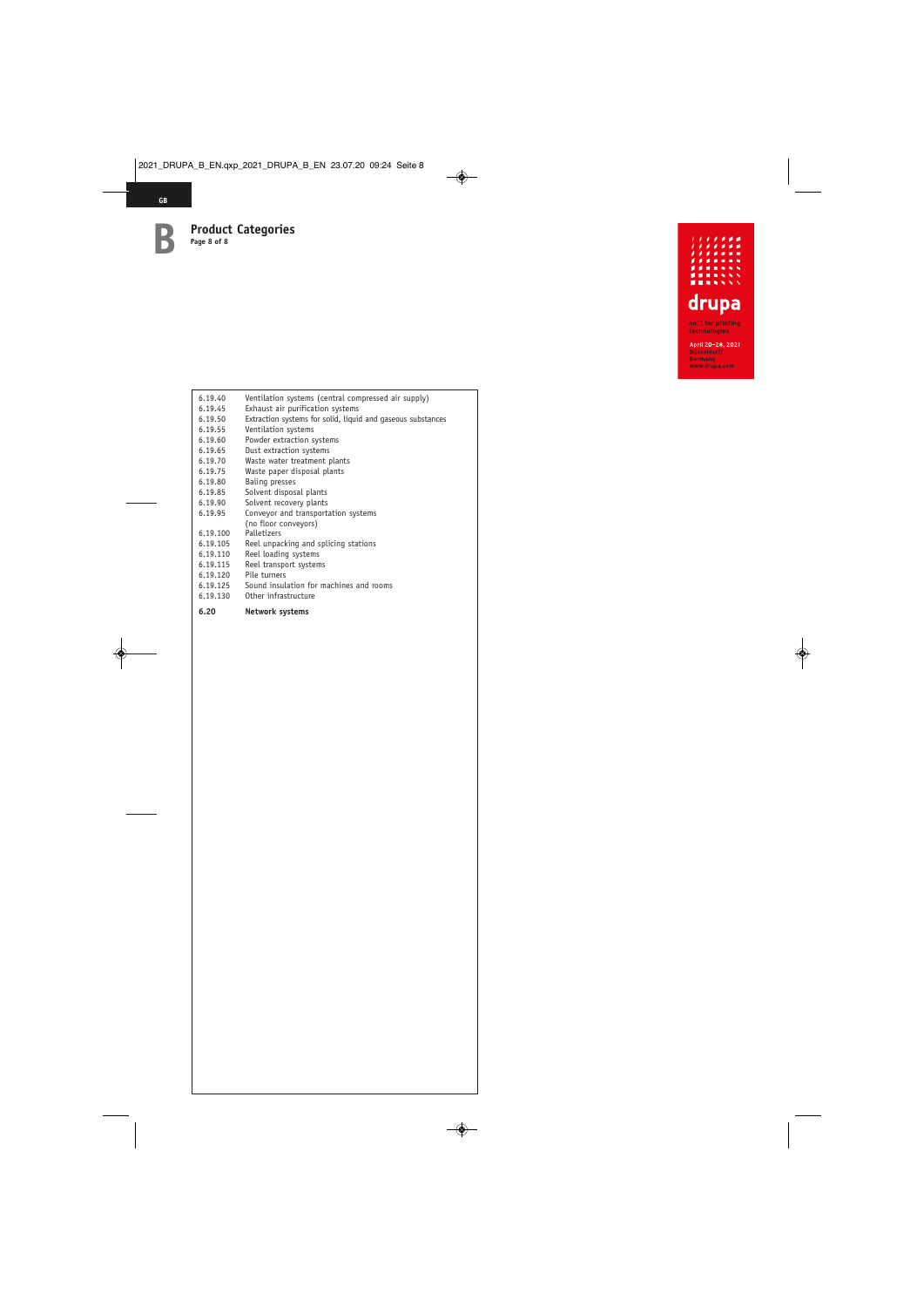# B Product Categories

| | |
|---|---|
| 6.19.40 | Ventilation systems (central compressed air supply) |
| 6.19.45 | Exhaust air purification systems |
| 6.19.50 | Extraction systems for solid, liquid and gaseous substances |
| 6.19.55 | Ventilation systems |
| 6.19.60 | Powder extraction systems |
| 6.19.65 | Dust extraction systems |
| 6.19.70 | Waste water treatment plants |
| 6.19.75 | Waste paper disposal plants |
| 6.19.80 | Baling presses |
| 6.19.85 | Solvent disposal plants |
| 6.19.90 | Solvent recovery plants |
| 6.19.95 | Conveyor and transportation systems (no floor conveyors) |
| 6.19.100 | Palletizers |
| 6.19.105 | Reel unpacking and splicing stations |
| 6.19.110 | Reel loading systems |
| 6.19.115 | Reel transport systems |
| 6.19.120 | Pile turners |
| 6.19.125 | Sound insulation for machines and rooms |
| 6.19.130 | Other infrastructure |
| **6.20** | **Network systems** |